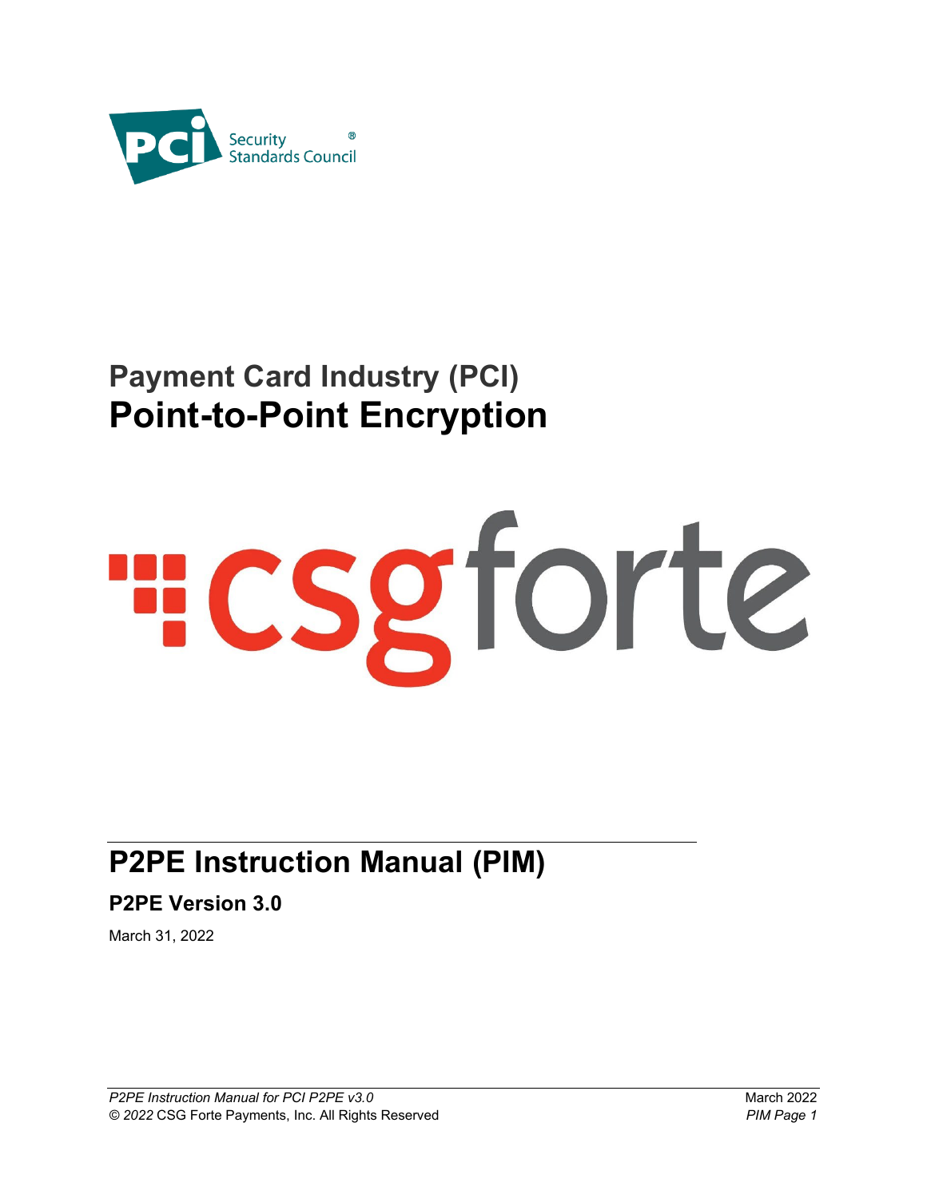# Payment Card Industry (PCI)

# Point-to-Point Encryption

## P2PE Instruction Manual (PIM)

### P2PE Version 3.0

March 31, 2022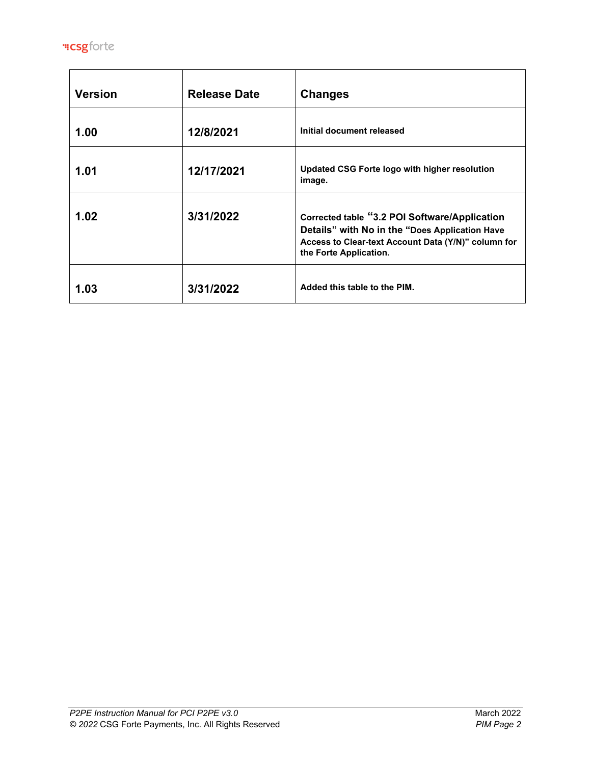| Version | Release Date | Changes |
|---|---|---|
| 1.00 | 12/8/2021 | Initial document released |
| 1.01 | 12/17/2021 | Updated CSG Forte logo with higher resolution image. |
| 1.02 | 3/31/2022 | Corrected table "3.2 POI Software/Application Details" with No in the "Does Application Have Access to Clear-text Account Data (Y/N)" column for the Forte Application. |
| 1.03 | 3/31/2022 | Added this table to the PIM. |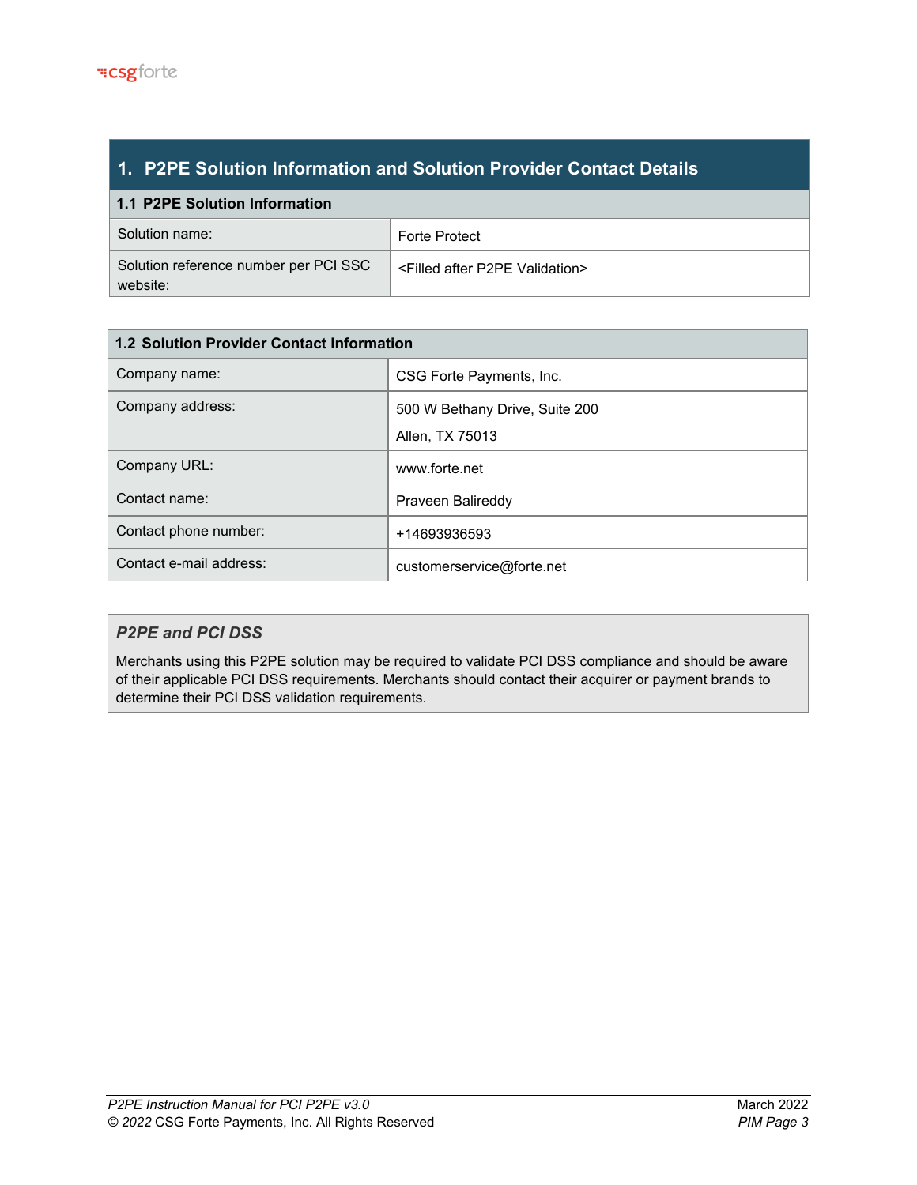# 1. P2PE Solution Information and Solution Provider Contact Details

## 1.1 P2PE Solution Information

| | |
|---|---|
| Solution name: | Forte Protect |
| Solution reference number per PCI SSC website: | <Filled after P2PE Validation> |

## 1.2 Solution Provider Contact Information

| | |
|---|---|
| Company name: | CSG Forte Payments, Inc. |
| Company address: | 500 W Bethany Drive, Suite 200<br>Allen, TX 75013 |
| Company URL: | www.forte.net |
| Contact name: | Praveen Balireddy |
| Contact phone number: | +14693936593 |
| Contact e-mail address: | customerservice@forte.net |

### *P2PE and PCI DSS*

Merchants using this P2PE solution may be required to validate PCI DSS compliance and should be aware of their applicable PCI DSS requirements. Merchants should contact their acquirer or payment brands to determine their PCI DSS validation requirements.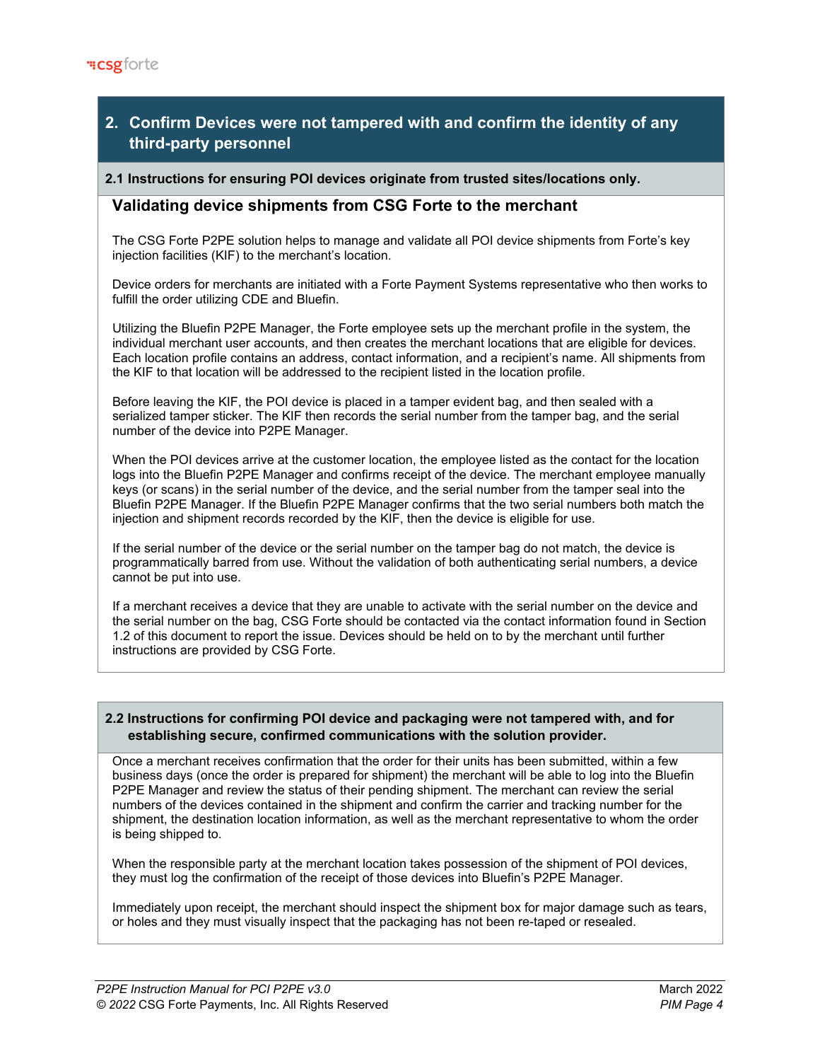## 2. Confirm Devices were not tampered with and confirm the identity of any third-party personnel

### 2.1 Instructions for ensuring POI devices originate from trusted sites/locations only.

#### Validating device shipments from CSG Forte to the merchant

The CSG Forte P2PE solution helps to manage and validate all POI device shipments from Forte's key injection facilities (KIF) to the merchant's location.

Device orders for merchants are initiated with a Forte Payment Systems representative who then works to fulfill the order utilizing CDE and Bluefin.

Utilizing the Bluefin P2PE Manager, the Forte employee sets up the merchant profile in the system, the individual merchant user accounts, and then creates the merchant locations that are eligible for devices. Each location profile contains an address, contact information, and a recipient's name. All shipments from the KIF to that location will be addressed to the recipient listed in the location profile.

Before leaving the KIF, the POI device is placed in a tamper evident bag, and then sealed with a serialized tamper sticker. The KIF then records the serial number from the tamper bag, and the serial number of the device into P2PE Manager.

When the POI devices arrive at the customer location, the employee listed as the contact for the location logs into the Bluefin P2PE Manager and confirms receipt of the device. The merchant employee manually keys (or scans) in the serial number of the device, and the serial number from the tamper seal into the Bluefin P2PE Manager. If the Bluefin P2PE Manager confirms that the two serial numbers both match the injection and shipment records recorded by the KIF, then the device is eligible for use.

If the serial number of the device or the serial number on the tamper bag do not match, the device is programmatically barred from use. Without the validation of both authenticating serial numbers, a device cannot be put into use.

If a merchant receives a device that they are unable to activate with the serial number on the device and the serial number on the bag, CSG Forte should be contacted via the contact information found in Section 1.2 of this document to report the issue. Devices should be held on to by the merchant until further instructions are provided by CSG Forte.

### 2.2 Instructions for confirming POI device and packaging were not tampered with, and for establishing secure, confirmed communications with the solution provider.

Once a merchant receives confirmation that the order for their units has been submitted, within a few business days (once the order is prepared for shipment) the merchant will be able to log into the Bluefin P2PE Manager and review the status of their pending shipment. The merchant can review the serial numbers of the devices contained in the shipment and confirm the carrier and tracking number for the shipment, the destination location information, as well as the merchant representative to whom the order is being shipped to.

When the responsible party at the merchant location takes possession of the shipment of POI devices, they must log the confirmation of the receipt of those devices into Bluefin's P2PE Manager.

Immediately upon receipt, the merchant should inspect the shipment box for major damage such as tears, or holes and they must visually inspect that the packaging has not been re-taped or resealed.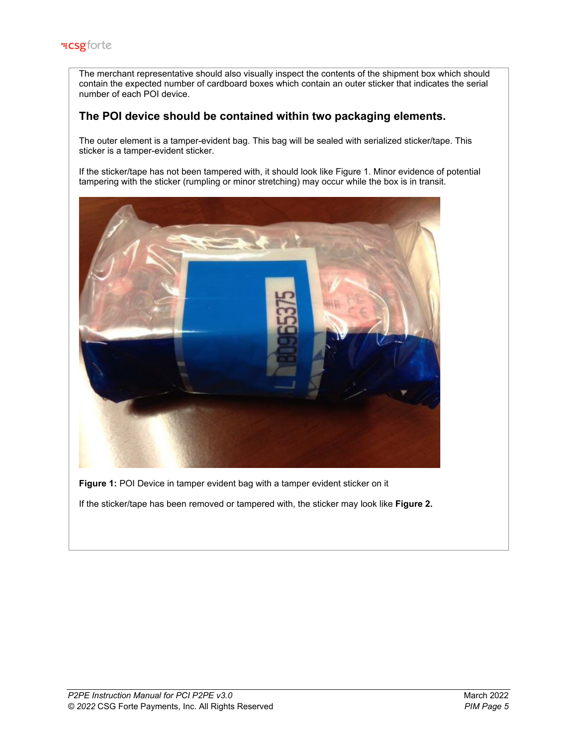The merchant representative should also visually inspect the contents of the shipment box which should contain the expected number of cardboard boxes which contain an outer sticker that indicates the serial number of each POI device.

### The POI device should be contained within two packaging elements.

The outer element is a tamper-evident bag. This bag will be sealed with serialized sticker/tape. This sticker is a tamper-evident sticker.

If the sticker/tape has not been tampered with, it should look like Figure 1. Minor evidence of potential tampering with the sticker (rumpling or minor stretching) may occur while the box is in transit.

**Figure 1:** POI Device in tamper evident bag with a tamper evident sticker on it

If the sticker/tape has been removed or tampered with, the sticker may look like **Figure 2.**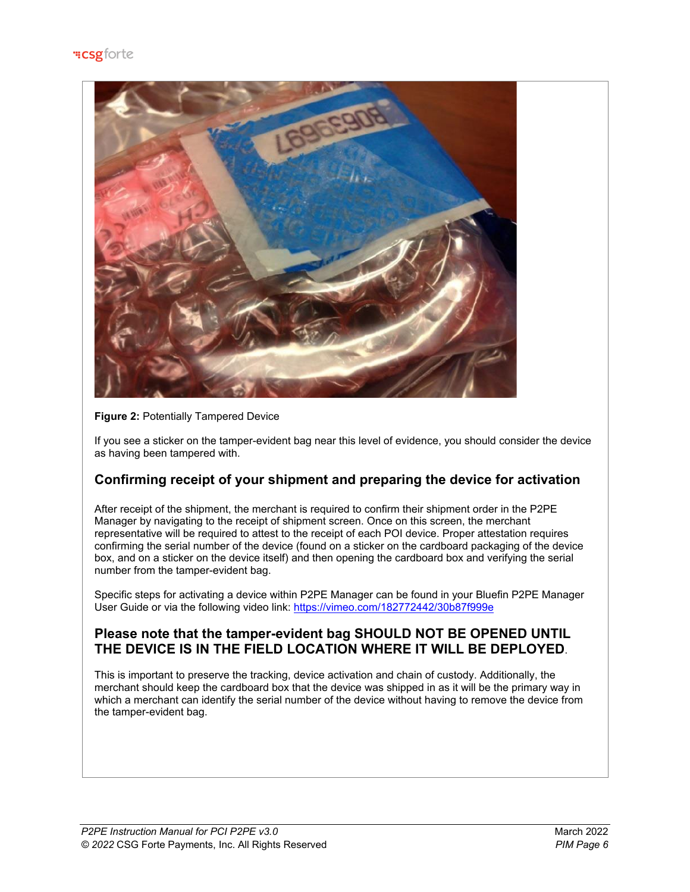**Figure 2:** Potentially Tampered Device

If you see a sticker on the tamper-evident bag near this level of evidence, you should consider the device as having been tampered with.

## Confirming receipt of your shipment and preparing the device for activation

After receipt of the shipment, the merchant is required to confirm their shipment order in the P2PE Manager by navigating to the receipt of shipment screen. Once on this screen, the merchant representative will be required to attest to the receipt of each POI device. Proper attestation requires confirming the serial number of the device (found on a sticker on the cardboard packaging of the device box, and on a sticker on the device itself) and then opening the cardboard box and verifying the serial number from the tamper-evident bag.

Specific steps for activating a device within P2PE Manager can be found in your Bluefin P2PE Manager User Guide or via the following video link: [https://vimeo.com/182772442/30b87f999e](https://vimeo.com/182772442/30b87f999e)

## Please note that the tamper-evident bag SHOULD NOT BE OPENED UNTIL THE DEVICE IS IN THE FIELD LOCATION WHERE IT WILL BE DEPLOYED.

This is important to preserve the tracking, device activation and chain of custody. Additionally, the merchant should keep the cardboard box that the device was shipped in as it will be the primary way in which a merchant can identify the serial number of the device without having to remove the device from the tamper-evident bag.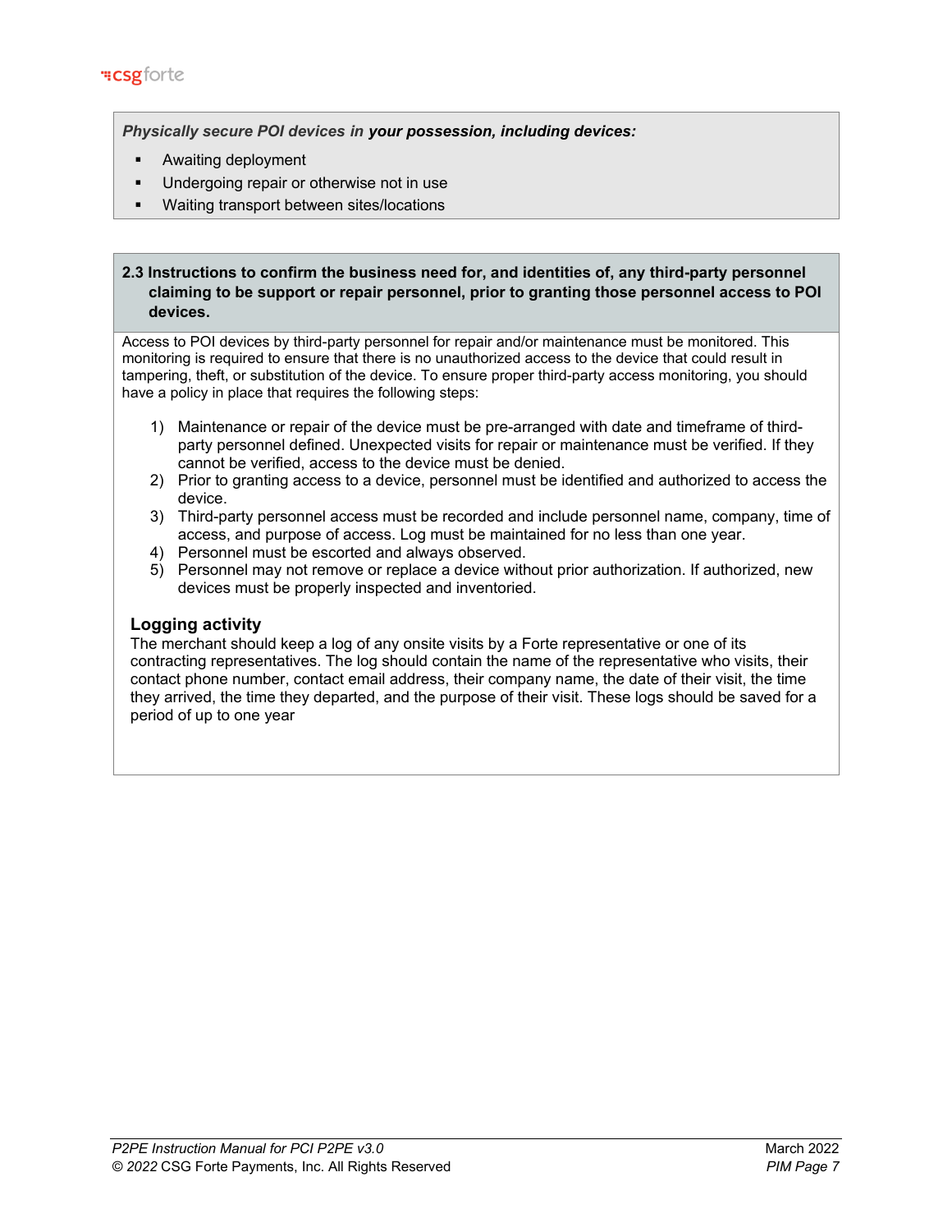***Physically secure POI devices in your possession, including devices:***

- Awaiting deployment
- Undergoing repair or otherwise not in use
- Waiting transport between sites/locations

**2.3 Instructions to confirm the business need for, and identities of, any third-party personnel claiming to be support or repair personnel, prior to granting those personnel access to POI devices.**

Access to POI devices by third-party personnel for repair and/or maintenance must be monitored. This monitoring is required to ensure that there is no unauthorized access to the device that could result in tampering, theft, or substitution of the device. To ensure proper third-party access monitoring, you should have a policy in place that requires the following steps:

1) Maintenance or repair of the device must be pre-arranged with date and timeframe of third-party personnel defined. Unexpected visits for repair or maintenance must be verified. If they cannot be verified, access to the device must be denied.
2) Prior to granting access to a device, personnel must be identified and authorized to access the device.
3) Third-party personnel access must be recorded and include personnel name, company, time of access, and purpose of access. Log must be maintained for no less than one year.
4) Personnel must be escorted and always observed.
5) Personnel may not remove or replace a device without prior authorization. If authorized, new devices must be properly inspected and inventoried.

**Logging activity**

The merchant should keep a log of any onsite visits by a Forte representative or one of its contracting representatives. The log should contain the name of the representative who visits, their contact phone number, contact email address, their company name, the date of their visit, the time they arrived, the time they departed, and the purpose of their visit. These logs should be saved for a period of up to one year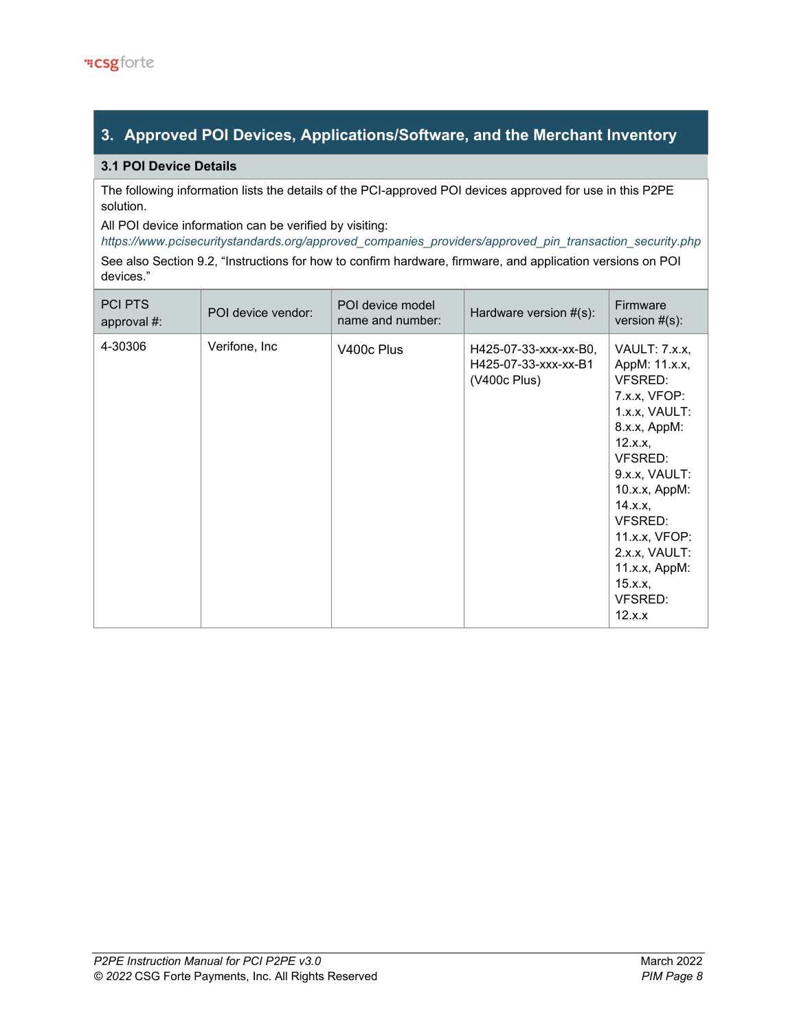## 3. Approved POI Devices, Applications/Software, and the Merchant Inventory

### 3.1 POI Device Details

The following information lists the details of the PCI-approved POI devices approved for use in this P2PE solution.

All POI device information can be verified by visiting:
*https://www.pcisecuritystandards.org/approved_companies_providers/approved_pin_transaction_security.php*

See also Section 9.2, "Instructions for how to confirm hardware, firmware, and application versions on POI devices."

| PCI PTS approval #: | POI device vendor: | POI device model name and number: | Hardware version #(s): | Firmware version #(s): |
|---|---|---|---|---|
| 4-30306 | Verifone, Inc | V400c Plus | H425-07-33-xxx-xx-B0, H425-07-33-xxx-xx-B1 (V400c Plus) | VAULT: 7.x.x, AppM: 11.x.x, VFSRED: 7.x.x, VFOP: 1.x.x, VAULT: 8.x.x, AppM: 12.x.x, VFSRED: 9.x.x, VAULT: 10.x.x, AppM: 14.x.x, VFSRED: 11.x.x, VFOP: 2.x.x, VAULT: 11.x.x, AppM: 15.x.x, VFSRED: 12.x.x |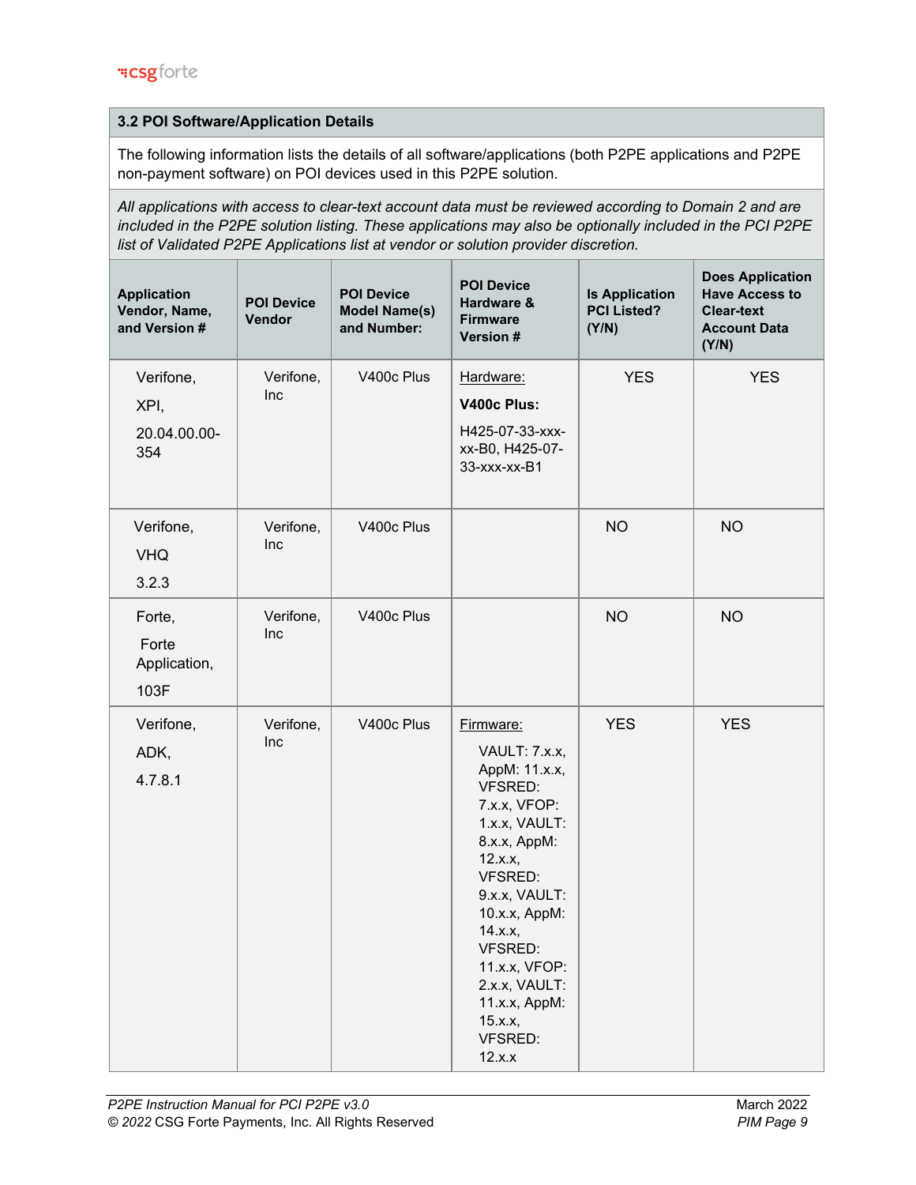## 3.2 POI Software/Application Details

The following information lists the details of all software/applications (both P2PE applications and P2PE non-payment software) on POI devices used in this P2PE solution.

*All applications with access to clear-text account data must be reviewed according to Domain 2 and are included in the P2PE solution listing. These applications may also be optionally included in the PCI P2PE list of Validated P2PE Applications list at vendor or solution provider discretion.*

| Application Vendor, Name, and Version # | POI Device Vendor | POI Device Model Name(s) and Number: | POI Device Hardware & Firmware Version # | Is Application PCI Listed? (Y/N) | Does Application Have Access to Clear-text Account Data (Y/N) |
|---|---|---|---|---|---|
| Verifone, XPI, 20.04.00.00-354 | Verifone, Inc | V400c Plus | Hardware: **V400c Plus:** H425-07-33-xxx-xx-B0, H425-07-33-xxx-xx-B1 | YES | YES |
| Verifone, VHQ 3.2.3 | Verifone, Inc | V400c Plus | | NO | NO |
| Forte, Forte Application, 103F | Verifone, Inc | V400c Plus | | NO | NO |
| Verifone, ADK, 4.7.8.1 | Verifone, Inc | V400c Plus | Firmware: VAULT: 7.x.x, AppM: 11.x.x, VFSRED: 7.x.x, VFOP: 1.x.x, VAULT: 8.x.x, AppM: 12.x.x, VFSRED: 9.x.x, VAULT: 10.x.x, AppM: 14.x.x, VFSRED: 11.x.x, VFOP: 2.x.x, VAULT: 11.x.x, AppM: 15.x.x, VFSRED: 12.x.x | YES | YES |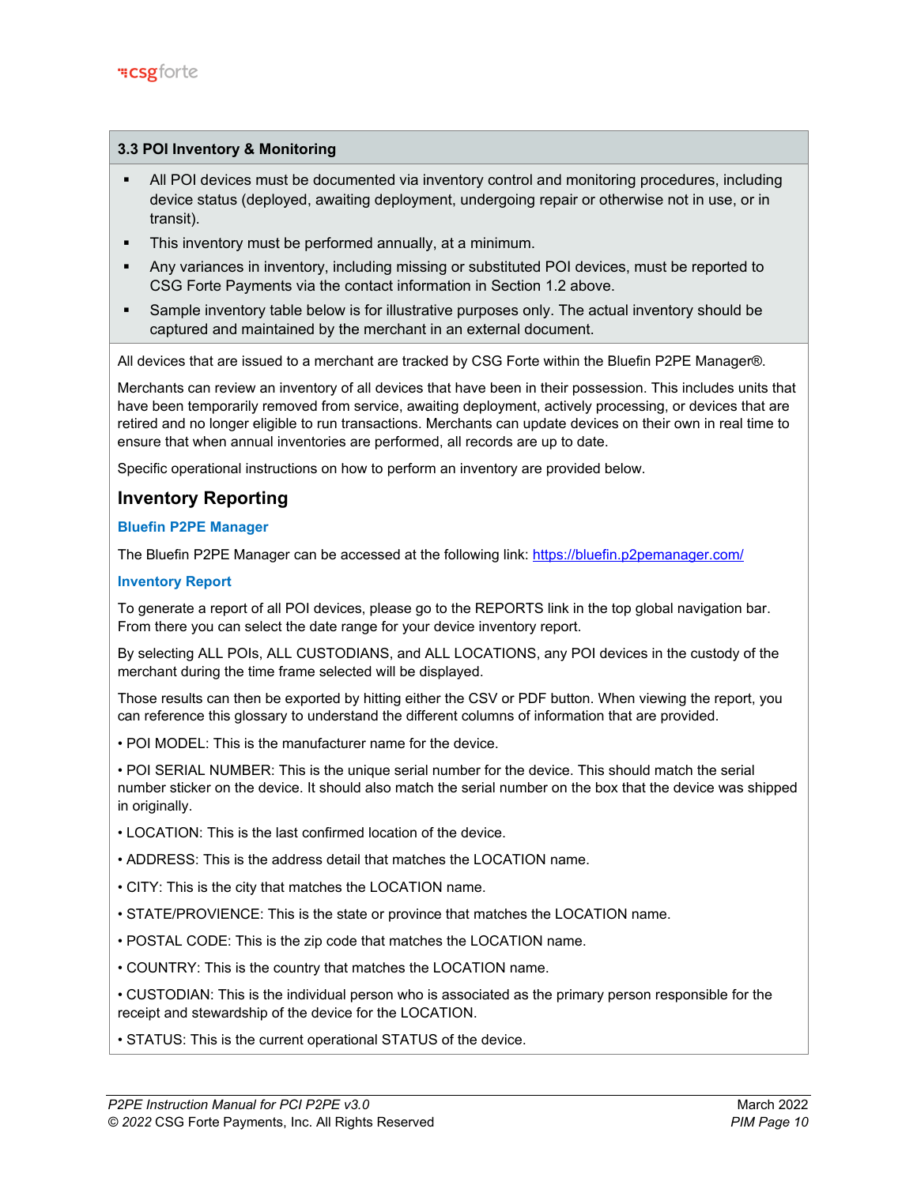### 3.3 POI Inventory & Monitoring

- All POI devices must be documented via inventory control and monitoring procedures, including device status (deployed, awaiting deployment, undergoing repair or otherwise not in use, or in transit).
- This inventory must be performed annually, at a minimum.
- Any variances in inventory, including missing or substituted POI devices, must be reported to CSG Forte Payments via the contact information in Section 1.2 above.
- Sample inventory table below is for illustrative purposes only. The actual inventory should be captured and maintained by the merchant in an external document.

All devices that are issued to a merchant are tracked by CSG Forte within the Bluefin P2PE Manager®.

Merchants can review an inventory of all devices that have been in their possession. This includes units that have been temporarily removed from service, awaiting deployment, actively processing, or devices that are retired and no longer eligible to run transactions. Merchants can update devices on their own in real time to ensure that when annual inventories are performed, all records are up to date.

Specific operational instructions on how to perform an inventory are provided below.

## Inventory Reporting

**Bluefin P2PE Manager**

The Bluefin P2PE Manager can be accessed at the following link: https://bluefin.p2pemanager.com/

**Inventory Report**

To generate a report of all POI devices, please go to the REPORTS link in the top global navigation bar. From there you can select the date range for your device inventory report.

By selecting ALL POIs, ALL CUSTODIANS, and ALL LOCATIONS, any POI devices in the custody of the merchant during the time frame selected will be displayed.

Those results can then be exported by hitting either the CSV or PDF button. When viewing the report, you can reference this glossary to understand the different columns of information that are provided.

• POI MODEL: This is the manufacturer name for the device.

• POI SERIAL NUMBER: This is the unique serial number for the device. This should match the serial number sticker on the device. It should also match the serial number on the box that the device was shipped in originally.

• LOCATION: This is the last confirmed location of the device.

• ADDRESS: This is the address detail that matches the LOCATION name.

• CITY: This is the city that matches the LOCATION name.

• STATE/PROVIENCE: This is the state or province that matches the LOCATION name.

• POSTAL CODE: This is the zip code that matches the LOCATION name.

• COUNTRY: This is the country that matches the LOCATION name.

• CUSTODIAN: This is the individual person who is associated as the primary person responsible for the receipt and stewardship of the device for the LOCATION.

• STATUS: This is the current operational STATUS of the device.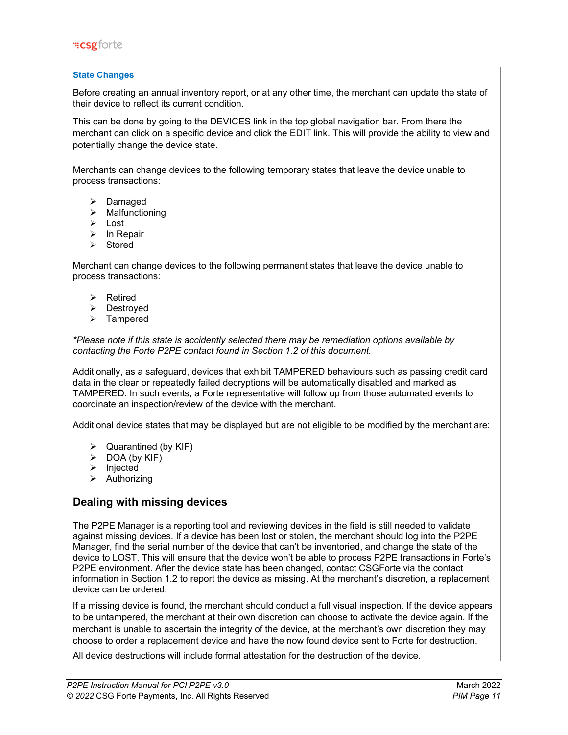**State Changes**

Before creating an annual inventory report, or at any other time, the merchant can update the state of their device to reflect its current condition.

This can be done by going to the DEVICES link in the top global navigation bar. From there the merchant can click on a specific device and click the EDIT link. This will provide the ability to view and potentially change the device state.

Merchants can change devices to the following temporary states that leave the device unable to process transactions:

- Damaged
- Malfunctioning
- Lost
- In Repair
- Stored

Merchant can change devices to the following permanent states that leave the device unable to process transactions:

- Retired
- Destroyed
- Tampered

*\*Please note if this state is accidently selected there may be remediation options available by contacting the Forte P2PE contact found in Section 1.2 of this document.*

Additionally, as a safeguard, devices that exhibit TAMPERED behaviours such as passing credit card data in the clear or repeatedly failed decryptions will be automatically disabled and marked as TAMPERED. In such events, a Forte representative will follow up from those automated events to coordinate an inspection/review of the device with the merchant.

Additional device states that may be displayed but are not eligible to be modified by the merchant are:

- Quarantined (by KIF)
- DOA (by KIF)
- Injected
- Authorizing

## Dealing with missing devices

The P2PE Manager is a reporting tool and reviewing devices in the field is still needed to validate against missing devices. If a device has been lost or stolen, the merchant should log into the P2PE Manager, find the serial number of the device that can't be inventoried, and change the state of the device to LOST. This will ensure that the device won't be able to process P2PE transactions in Forte's P2PE environment. After the device state has been changed, contact CSGForte via the contact information in Section 1.2 to report the device as missing. At the merchant's discretion, a replacement device can be ordered.

If a missing device is found, the merchant should conduct a full visual inspection. If the device appears to be untampered, the merchant at their own discretion can choose to activate the device again. If the merchant is unable to ascertain the integrity of the device, at the merchant's own discretion they may choose to order a replacement device and have the now found device sent to Forte for destruction.

All device destructions will include formal attestation for the destruction of the device.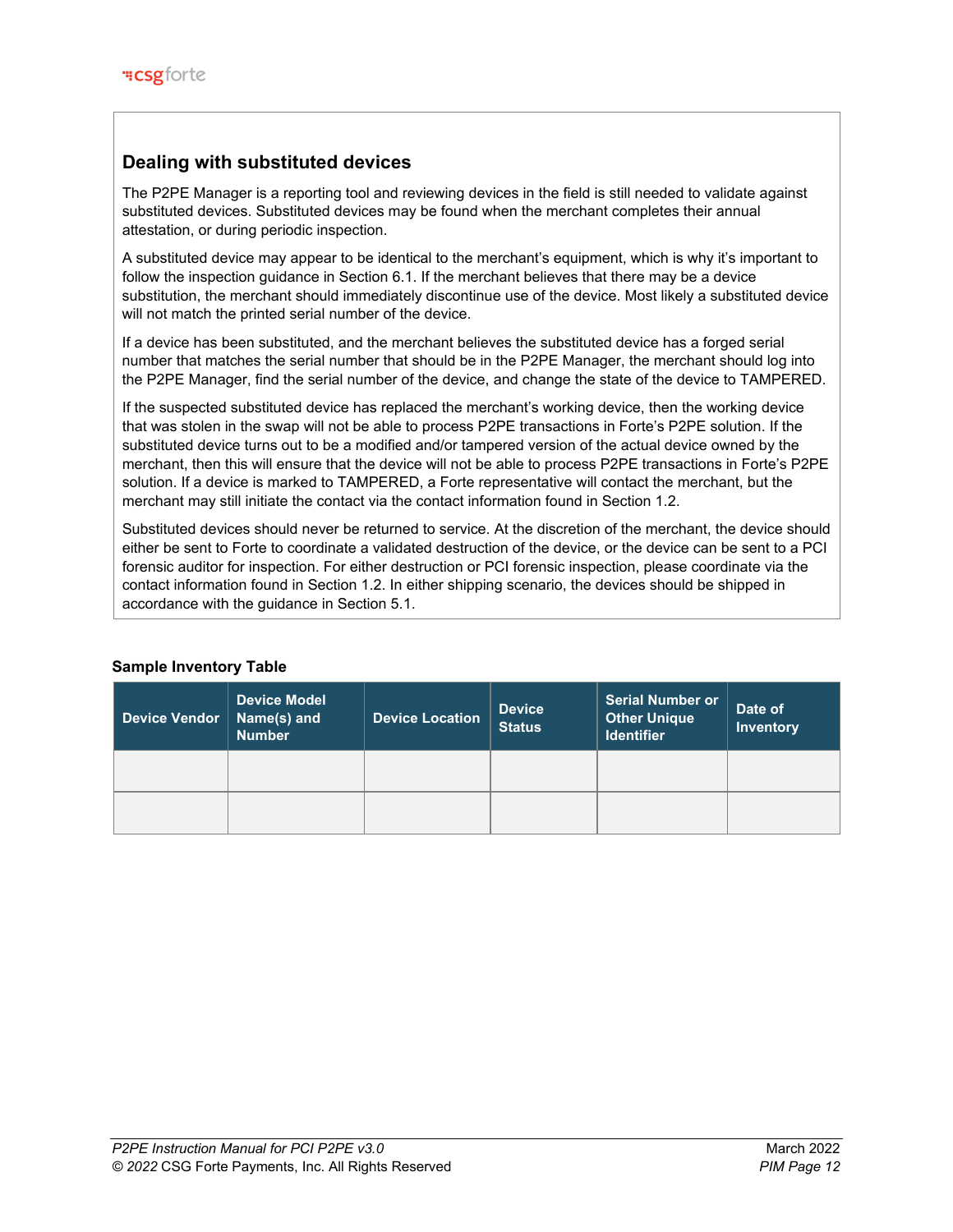## Dealing with substituted devices

The P2PE Manager is a reporting tool and reviewing devices in the field is still needed to validate against substituted devices. Substituted devices may be found when the merchant completes their annual attestation, or during periodic inspection.

A substituted device may appear to be identical to the merchant's equipment, which is why it's important to follow the inspection guidance in Section 6.1. If the merchant believes that there may be a device substitution, the merchant should immediately discontinue use of the device. Most likely a substituted device will not match the printed serial number of the device.

If a device has been substituted, and the merchant believes the substituted device has a forged serial number that matches the serial number that should be in the P2PE Manager, the merchant should log into the P2PE Manager, find the serial number of the device, and change the state of the device to TAMPERED.

If the suspected substituted device has replaced the merchant's working device, then the working device that was stolen in the swap will not be able to process P2PE transactions in Forte's P2PE solution. If the substituted device turns out to be a modified and/or tampered version of the actual device owned by the merchant, then this will ensure that the device will not be able to process P2PE transactions in Forte's P2PE solution. If a device is marked to TAMPERED, a Forte representative will contact the merchant, but the merchant may still initiate the contact via the contact information found in Section 1.2.

Substituted devices should never be returned to service. At the discretion of the merchant, the device should either be sent to Forte to coordinate a validated destruction of the device, or the device can be sent to a PCI forensic auditor for inspection. For either destruction or PCI forensic inspection, please coordinate via the contact information found in Section 1.2. In either shipping scenario, the devices should be shipped in accordance with the guidance in Section 5.1.

**Sample Inventory Table**

| Device Vendor | Device Model Name(s) and Number | Device Location | Device Status | Serial Number or Other Unique Identifier | Date of Inventory |
|---|---|---|---|---|---|
| | | | | | |
| | | | | | |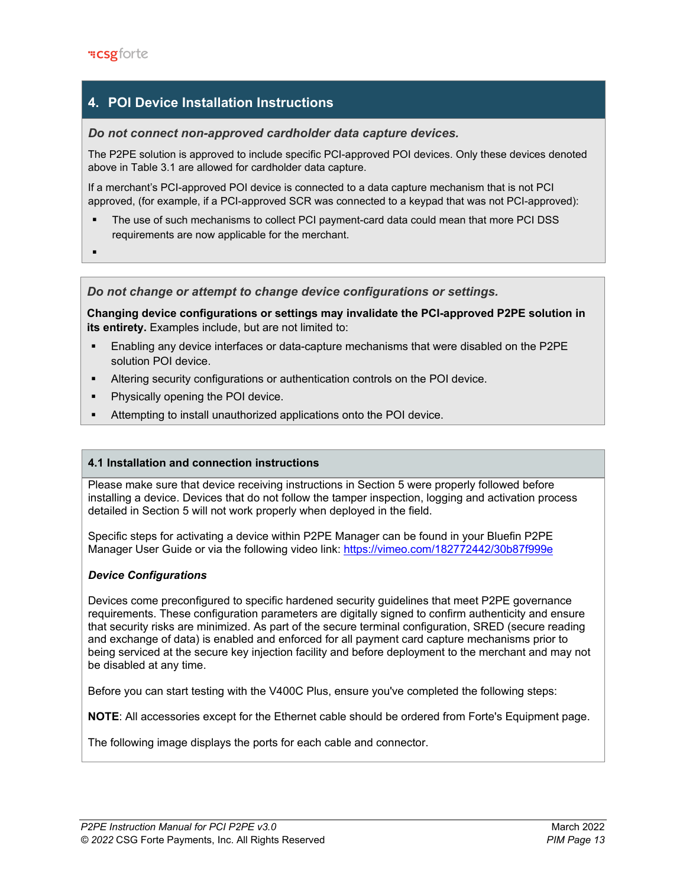## 4. POI Device Installation Instructions

***Do not connect non-approved cardholder data capture devices.***

The P2PE solution is approved to include specific PCI-approved POI devices. Only these devices denoted above in Table 3.1 are allowed for cardholder data capture.

If a merchant's PCI-approved POI device is connected to a data capture mechanism that is not PCI approved, (for example, if a PCI-approved SCR was connected to a keypad that was not PCI-approved):

- The use of such mechanisms to collect PCI payment-card data could mean that more PCI DSS requirements are now applicable for the merchant.
- 

***Do not change or attempt to change device configurations or settings.***

**Changing device configurations or settings may invalidate the PCI-approved P2PE solution in its entirety.** Examples include, but are not limited to:

- Enabling any device interfaces or data-capture mechanisms that were disabled on the P2PE solution POI device.
- Altering security configurations or authentication controls on the POI device.
- Physically opening the POI device.
- Attempting to install unauthorized applications onto the POI device.

### 4.1 Installation and connection instructions

Please make sure that device receiving instructions in Section 5 were properly followed before installing a device. Devices that do not follow the tamper inspection, logging and activation process detailed in Section 5 will not work properly when deployed in the field.

Specific steps for activating a device within P2PE Manager can be found in your Bluefin P2PE Manager User Guide or via the following video link: https://vimeo.com/182772442/30b87f999e

***Device Configurations***

Devices come preconfigured to specific hardened security guidelines that meet P2PE governance requirements. These configuration parameters are digitally signed to confirm authenticity and ensure that security risks are minimized. As part of the secure terminal configuration, SRED (secure reading and exchange of data) is enabled and enforced for all payment card capture mechanisms prior to being serviced at the secure key injection facility and before deployment to the merchant and may not be disabled at any time.

Before you can start testing with the V400C Plus, ensure you've completed the following steps:

**NOTE**: All accessories except for the Ethernet cable should be ordered from Forte's Equipment page.

The following image displays the ports for each cable and connector.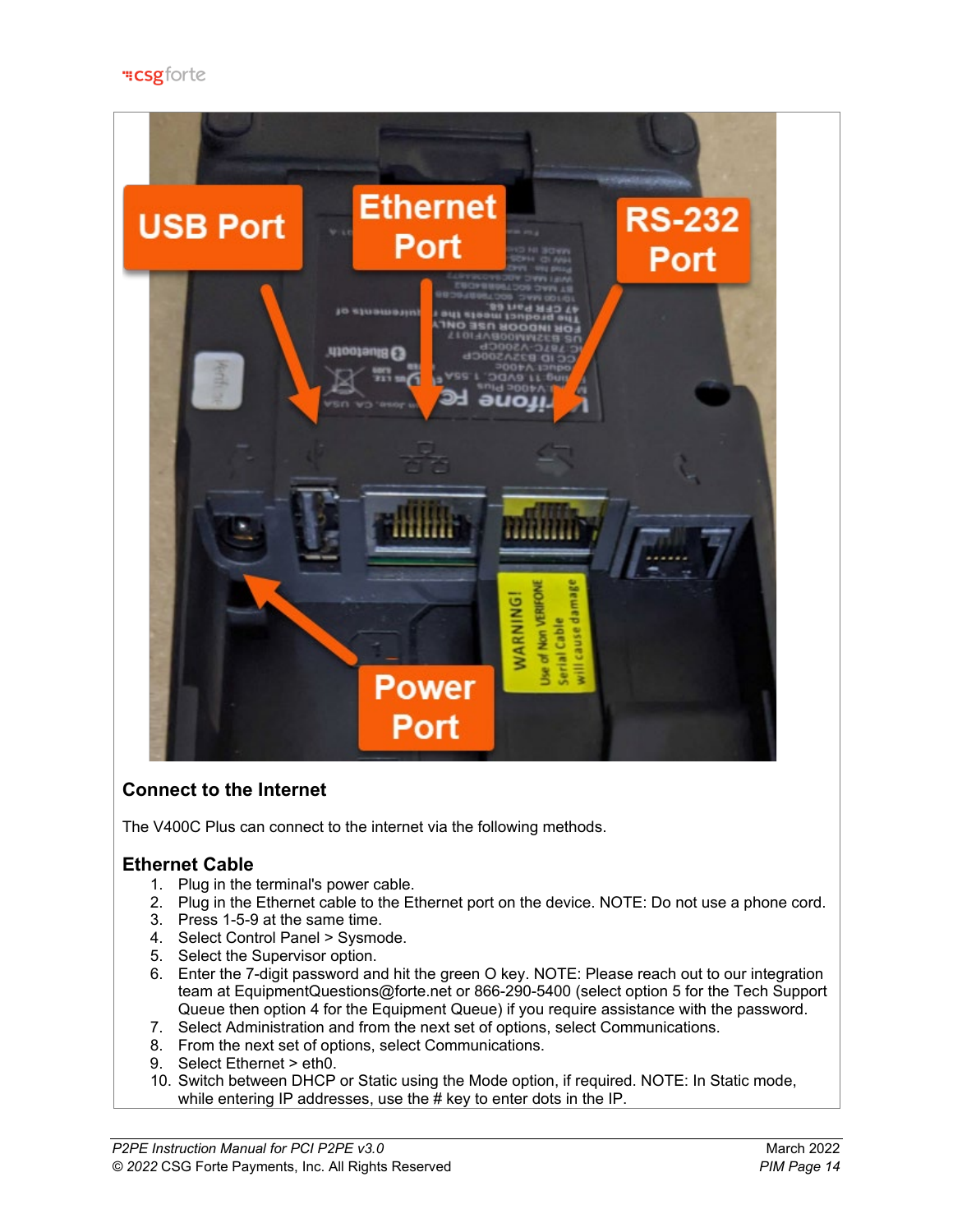## Connect to the Internet

The V400C Plus can connect to the internet via the following methods.

### Ethernet Cable

1. Plug in the terminal's power cable.
2. Plug in the Ethernet cable to the Ethernet port on the device. NOTE: Do not use a phone cord.
3. Press 1-5-9 at the same time.
4. Select Control Panel > Sysmode.
5. Select the Supervisor option.
6. Enter the 7-digit password and hit the green O key. NOTE: Please reach out to our integration team at EquipmentQuestions@forte.net or 866-290-5400 (select option 5 for the Tech Support Queue then option 4 for the Equipment Queue) if you require assistance with the password.
7. Select Administration and from the next set of options, select Communications.
8. From the next set of options, select Communications.
9. Select Ethernet > eth0.
10. Switch between DHCP or Static using the Mode option, if required. NOTE: In Static mode, while entering IP addresses, use the # key to enter dots in the IP.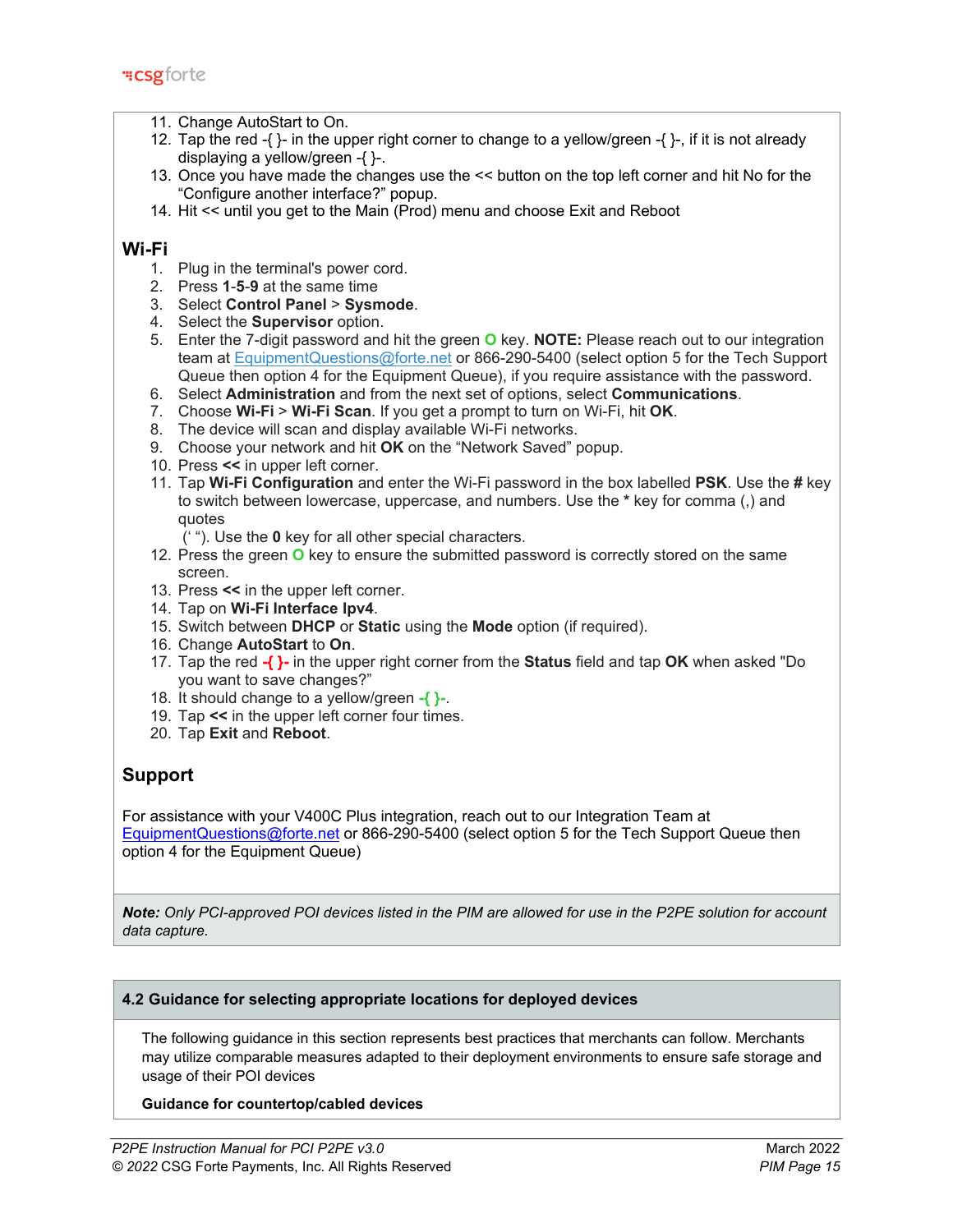11. Change AutoStart to On.
12. Tap the red -{ }- in the upper right corner to change to a yellow/green -{ }-, if it is not already displaying a yellow/green -{ }-.
13. Once you have made the changes use the << button on the top left corner and hit No for the "Configure another interface?" popup.
14. Hit << until you get to the Main (Prod) menu and choose Exit and Reboot

## Wi-Fi

1. Plug in the terminal's power cord.
2. Press **1**-**5**-**9** at the same time
3. Select **Control Panel** > **Sysmode**.
4. Select the **Supervisor** option.
5. Enter the 7-digit password and hit the green **O** key. **NOTE:** Please reach out to our integration team at EquipmentQuestions@forte.net or 866-290-5400 (select option 5 for the Tech Support Queue then option 4 for the Equipment Queue), if you require assistance with the password.
6. Select **Administration** and from the next set of options, select **Communications**.
7. Choose **Wi-Fi** > **Wi-Fi Scan**. If you get a prompt to turn on Wi-Fi, hit **OK**.
8. The device will scan and display available Wi-Fi networks.
9. Choose your network and hit **OK** on the "Network Saved" popup.
10. Press **<<** in upper left corner.
11. Tap **Wi-Fi Configuration** and enter the Wi-Fi password in the box labelled **PSK**. Use the **#** key to switch between lowercase, uppercase, and numbers. Use the **\*** key for comma (,) and quotes
 (' "). Use the **0** key for all other special characters.
12. Press the green **O** key to ensure the submitted password is correctly stored on the same screen.
13. Press **<<** in the upper left corner.
14. Tap on **Wi-Fi Interface Ipv4**.
15. Switch between **DHCP** or **Static** using the **Mode** option (if required).
16. Change **AutoStart** to **On**.
17. Tap the red **-{ }-** in the upper right corner from the **Status** field and tap **OK** when asked "Do you want to save changes?"
18. It should change to a yellow/green **-{ }-**.
19. Tap **<<** in the upper left corner four times.
20. Tap **Exit** and **Reboot**.

## Support

For assistance with your V400C Plus integration, reach out to our Integration Team at EquipmentQuestions@forte.net or 866-290-5400 (select option 5 for the Tech Support Queue then option 4 for the Equipment Queue)

***Note:** Only PCI-approved POI devices listed in the PIM are allowed for use in the P2PE solution for account data capture.*

## 4.2 Guidance for selecting appropriate locations for deployed devices

The following guidance in this section represents best practices that merchants can follow. Merchants may utilize comparable measures adapted to their deployment environments to ensure safe storage and usage of their POI devices

**Guidance for countertop/cabled devices**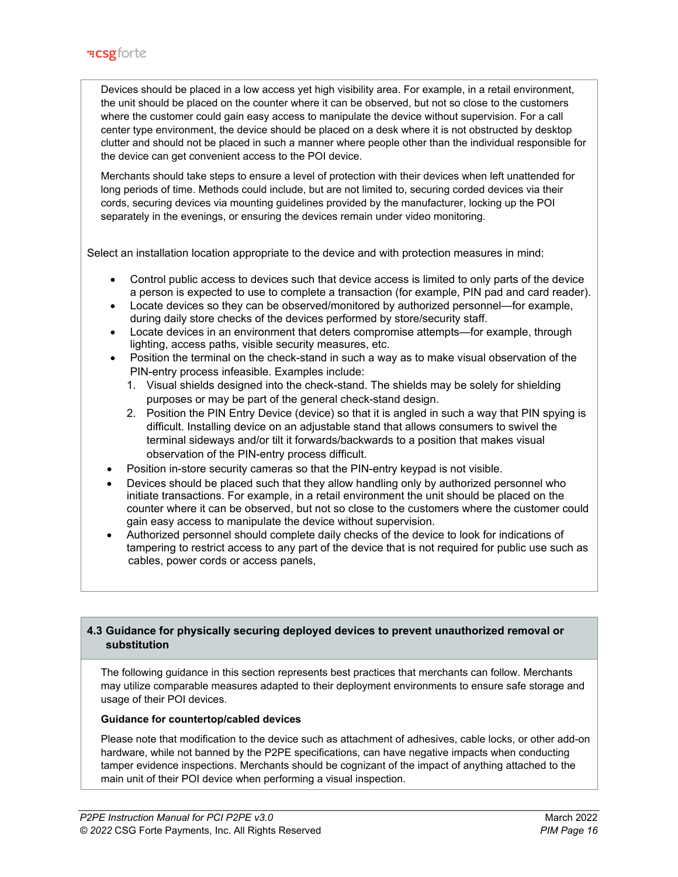Devices should be placed in a low access yet high visibility area. For example, in a retail environment, the unit should be placed on the counter where it can be observed, but not so close to the customers where the customer could gain easy access to manipulate the device without supervision. For a call center type environment, the device should be placed on a desk where it is not obstructed by desktop clutter and should not be placed in such a manner where people other than the individual responsible for the device can get convenient access to the POI device.

Merchants should take steps to ensure a level of protection with their devices when left unattended for long periods of time. Methods could include, but are not limited to, securing corded devices via their cords, securing devices via mounting guidelines provided by the manufacturer, locking up the POI separately in the evenings, or ensuring the devices remain under video monitoring.

Select an installation location appropriate to the device and with protection measures in mind:

- Control public access to devices such that device access is limited to only parts of the device a person is expected to use to complete a transaction (for example, PIN pad and card reader).
- Locate devices so they can be observed/monitored by authorized personnel—for example, during daily store checks of the devices performed by store/security staff.
- Locate devices in an environment that deters compromise attempts—for example, through lighting, access paths, visible security measures, etc.
- Position the terminal on the check-stand in such a way as to make visual observation of the PIN-entry process infeasible. Examples include:
  1. Visual shields designed into the check-stand. The shields may be solely for shielding purposes or may be part of the general check-stand design.
  2. Position the PIN Entry Device (device) so that it is angled in such a way that PIN spying is difficult. Installing device on an adjustable stand that allows consumers to swivel the terminal sideways and/or tilt it forwards/backwards to a position that makes visual observation of the PIN-entry process difficult.
- Position in-store security cameras so that the PIN-entry keypad is not visible.
- Devices should be placed such that they allow handling only by authorized personnel who initiate transactions. For example, in a retail environment the unit should be placed on the counter where it can be observed, but not so close to the customers where the customer could gain easy access to manipulate the device without supervision.
- Authorized personnel should complete daily checks of the device to look for indications of tampering to restrict access to any part of the device that is not required for public use such as cables, power cords or access panels,

## 4.3 Guidance for physically securing deployed devices to prevent unauthorized removal or substitution

The following guidance in this section represents best practices that merchants can follow. Merchants may utilize comparable measures adapted to their deployment environments to ensure safe storage and usage of their POI devices.

**Guidance for countertop/cabled devices**

Please note that modification to the device such as attachment of adhesives, cable locks, or other add-on hardware, while not banned by the P2PE specifications, can have negative impacts when conducting tamper evidence inspections. Merchants should be cognizant of the impact of anything attached to the main unit of their POI device when performing a visual inspection.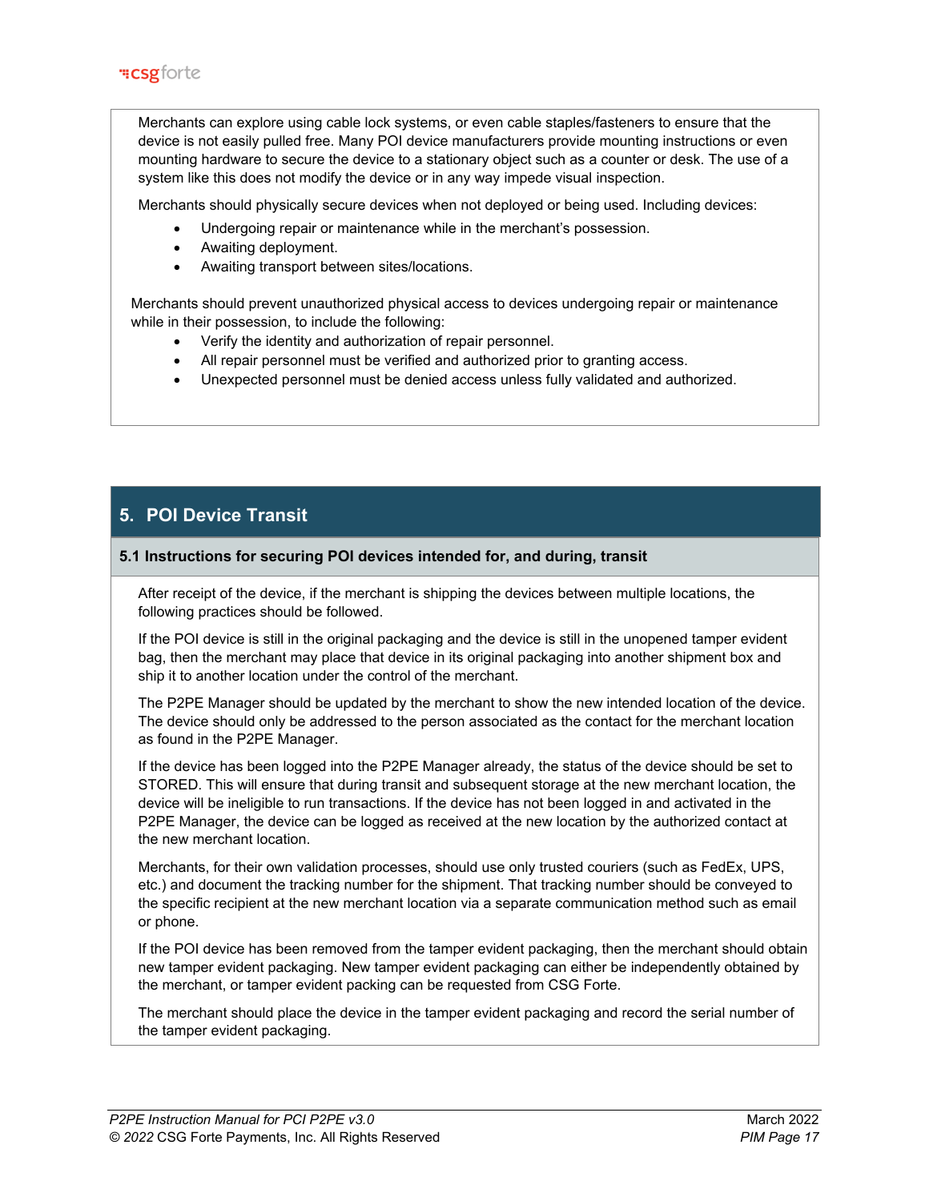Merchants can explore using cable lock systems, or even cable staples/fasteners to ensure that the device is not easily pulled free. Many POI device manufacturers provide mounting instructions or even mounting hardware to secure the device to a stationary object such as a counter or desk. The use of a system like this does not modify the device or in any way impede visual inspection.

Merchants should physically secure devices when not deployed or being used. Including devices:

- Undergoing repair or maintenance while in the merchant's possession.
- Awaiting deployment.
- Awaiting transport between sites/locations.

Merchants should prevent unauthorized physical access to devices undergoing repair or maintenance while in their possession, to include the following:

- Verify the identity and authorization of repair personnel.
- All repair personnel must be verified and authorized prior to granting access.
- Unexpected personnel must be denied access unless fully validated and authorized.

## 5. POI Device Transit

### 5.1 Instructions for securing POI devices intended for, and during, transit

After receipt of the device, if the merchant is shipping the devices between multiple locations, the following practices should be followed.

If the POI device is still in the original packaging and the device is still in the unopened tamper evident bag, then the merchant may place that device in its original packaging into another shipment box and ship it to another location under the control of the merchant.

The P2PE Manager should be updated by the merchant to show the new intended location of the device. The device should only be addressed to the person associated as the contact for the merchant location as found in the P2PE Manager.

If the device has been logged into the P2PE Manager already, the status of the device should be set to STORED. This will ensure that during transit and subsequent storage at the new merchant location, the device will be ineligible to run transactions. If the device has not been logged in and activated in the P2PE Manager, the device can be logged as received at the new location by the authorized contact at the new merchant location.

Merchants, for their own validation processes, should use only trusted couriers (such as FedEx, UPS, etc.) and document the tracking number for the shipment. That tracking number should be conveyed to the specific recipient at the new merchant location via a separate communication method such as email or phone.

If the POI device has been removed from the tamper evident packaging, then the merchant should obtain new tamper evident packaging. New tamper evident packaging can either be independently obtained by the merchant, or tamper evident packing can be requested from CSG Forte.

The merchant should place the device in the tamper evident packaging and record the serial number of the tamper evident packaging.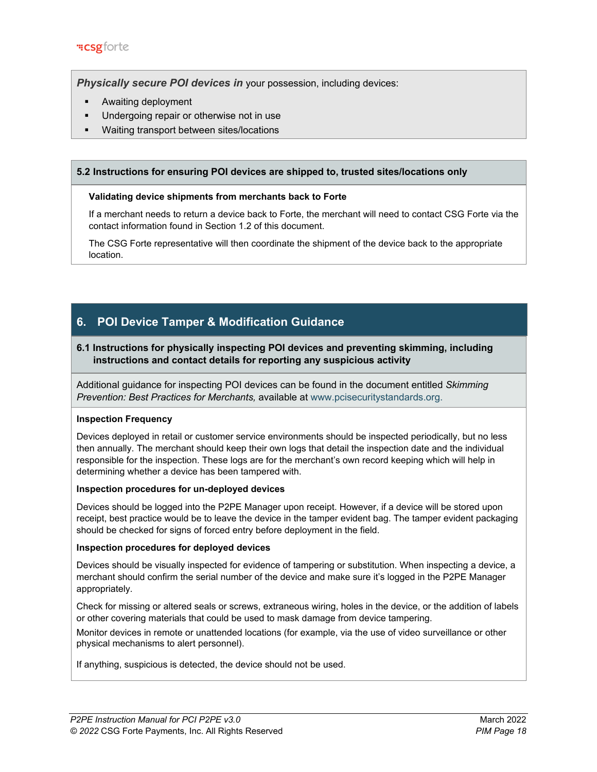***Physically secure POI devices in*** your possession, including devices:

- Awaiting deployment
- Undergoing repair or otherwise not in use
- Waiting transport between sites/locations

### 5.2 Instructions for ensuring POI devices are shipped to, trusted sites/locations only

**Validating device shipments from merchants back to Forte**

If a merchant needs to return a device back to Forte, the merchant will need to contact CSG Forte via the contact information found in Section 1.2 of this document.

The CSG Forte representative will then coordinate the shipment of the device back to the appropriate location.

## 6. POI Device Tamper & Modification Guidance

### 6.1 Instructions for physically inspecting POI devices and preventing skimming, including instructions and contact details for reporting any suspicious activity

Additional guidance for inspecting POI devices can be found in the document entitled *Skimming Prevention: Best Practices for Merchants,* available at www.pcisecuritystandards.org.

**Inspection Frequency**

Devices deployed in retail or customer service environments should be inspected periodically, but no less then annually. The merchant should keep their own logs that detail the inspection date and the individual responsible for the inspection. These logs are for the merchant's own record keeping which will help in determining whether a device has been tampered with.

**Inspection procedures for un-deployed devices**

Devices should be logged into the P2PE Manager upon receipt. However, if a device will be stored upon receipt, best practice would be to leave the device in the tamper evident bag. The tamper evident packaging should be checked for signs of forced entry before deployment in the field.

**Inspection procedures for deployed devices**

Devices should be visually inspected for evidence of tampering or substitution. When inspecting a device, a merchant should confirm the serial number of the device and make sure it's logged in the P2PE Manager appropriately.

Check for missing or altered seals or screws, extraneous wiring, holes in the device, or the addition of labels or other covering materials that could be used to mask damage from device tampering.

Monitor devices in remote or unattended locations (for example, via the use of video surveillance or other physical mechanisms to alert personnel).

If anything, suspicious is detected, the device should not be used.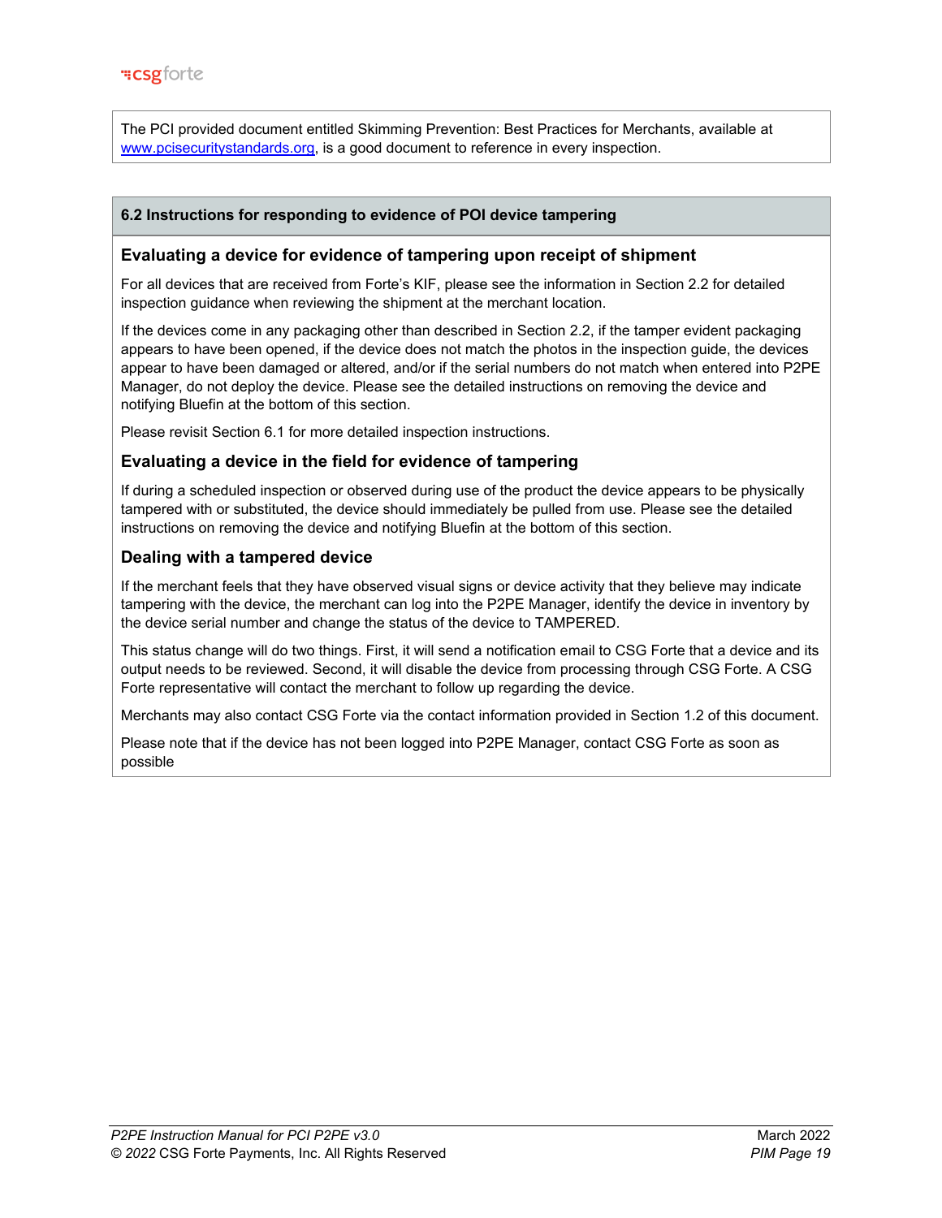The PCI provided document entitled Skimming Prevention: Best Practices for Merchants, available at [www.pcisecuritystandards.org](http://www.pcisecuritystandards.org), is a good document to reference in every inspection.

## 6.2 Instructions for responding to evidence of POI device tampering

### Evaluating a device for evidence of tampering upon receipt of shipment

For all devices that are received from Forte's KIF, please see the information in Section 2.2 for detailed inspection guidance when reviewing the shipment at the merchant location.

If the devices come in any packaging other than described in Section 2.2, if the tamper evident packaging appears to have been opened, if the device does not match the photos in the inspection guide, the devices appear to have been damaged or altered, and/or if the serial numbers do not match when entered into P2PE Manager, do not deploy the device. Please see the detailed instructions on removing the device and notifying Bluefin at the bottom of this section.

Please revisit Section 6.1 for more detailed inspection instructions.

### Evaluating a device in the field for evidence of tampering

If during a scheduled inspection or observed during use of the product the device appears to be physically tampered with or substituted, the device should immediately be pulled from use. Please see the detailed instructions on removing the device and notifying Bluefin at the bottom of this section.

### Dealing with a tampered device

If the merchant feels that they have observed visual signs or device activity that they believe may indicate tampering with the device, the merchant can log into the P2PE Manager, identify the device in inventory by the device serial number and change the status of the device to TAMPERED.

This status change will do two things. First, it will send a notification email to CSG Forte that a device and its output needs to be reviewed. Second, it will disable the device from processing through CSG Forte. A CSG Forte representative will contact the merchant to follow up regarding the device.

Merchants may also contact CSG Forte via the contact information provided in Section 1.2 of this document.

Please note that if the device has not been logged into P2PE Manager, contact CSG Forte as soon as possible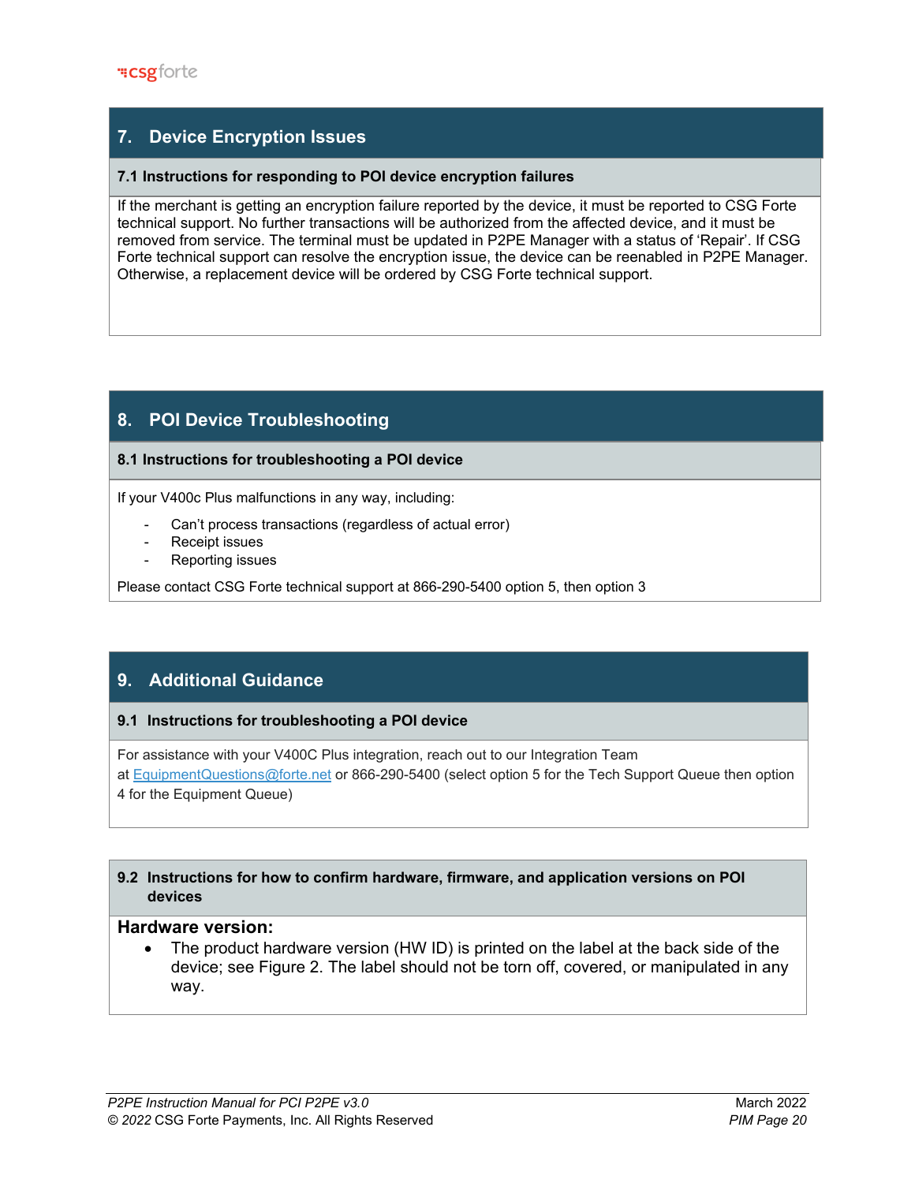## 7. Device Encryption Issues

### 7.1 Instructions for responding to POI device encryption failures

If the merchant is getting an encryption failure reported by the device, it must be reported to CSG Forte technical support. No further transactions will be authorized from the affected device, and it must be removed from service. The terminal must be updated in P2PE Manager with a status of 'Repair'. If CSG Forte technical support can resolve the encryption issue, the device can be reenabled in P2PE Manager. Otherwise, a replacement device will be ordered by CSG Forte technical support.

## 8. POI Device Troubleshooting

### 8.1 Instructions for troubleshooting a POI device

If your V400c Plus malfunctions in any way, including:

- Can't process transactions (regardless of actual error)
- Receipt issues
- Reporting issues

Please contact CSG Forte technical support at 866-290-5400 option 5, then option 3

## 9. Additional Guidance

### 9.1 Instructions for troubleshooting a POI device

For assistance with your V400C Plus integration, reach out to our Integration Team at EquipmentQuestions@forte.net or 866-290-5400 (select option 5 for the Tech Support Queue then option 4 for the Equipment Queue)

### 9.2 Instructions for how to confirm hardware, firmware, and application versions on POI devices

**Hardware version:**

- The product hardware version (HW ID) is printed on the label at the back side of the device; see Figure 2. The label should not be torn off, covered, or manipulated in any way.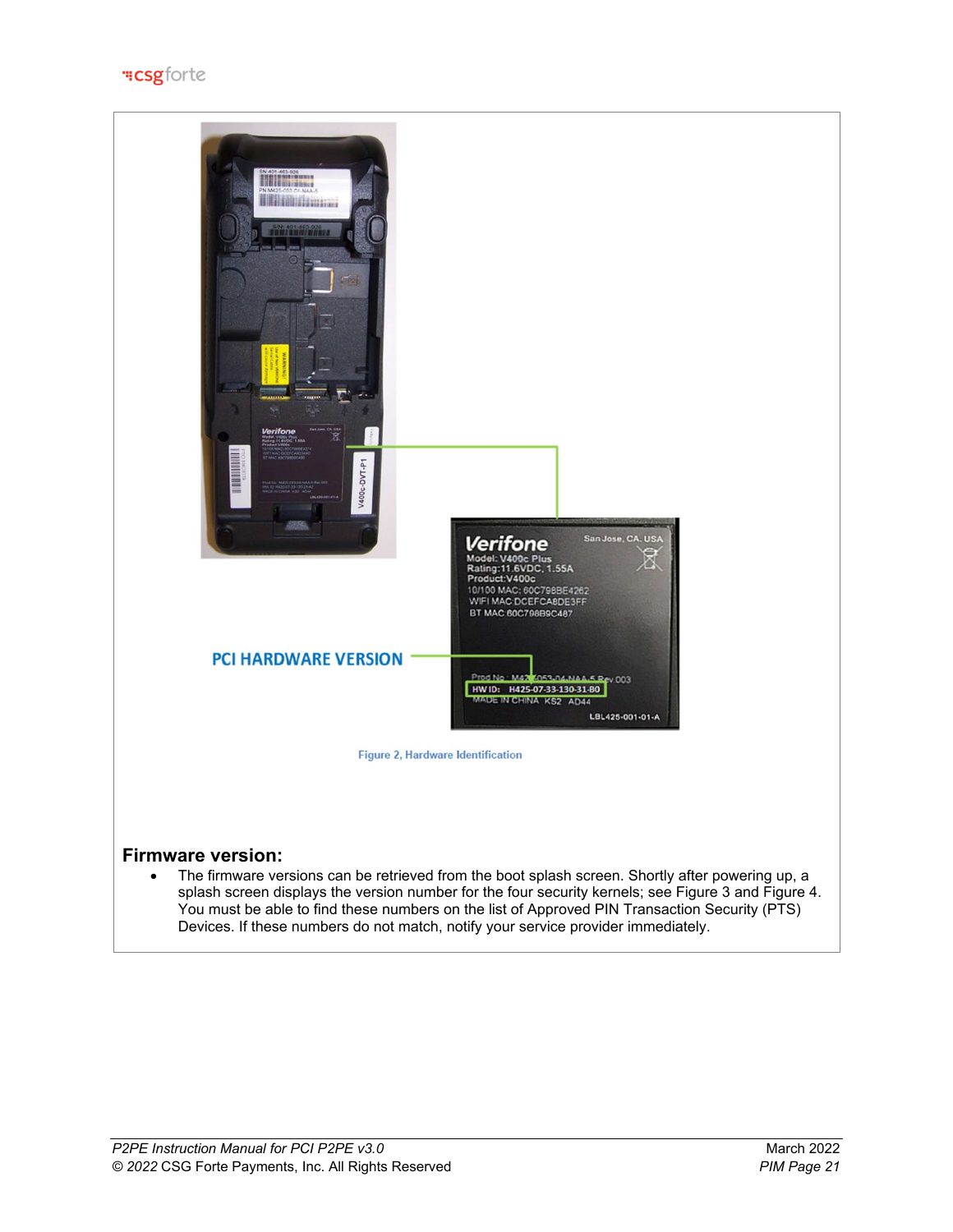PCI HARDWARE VERSION

Figure 2, Hardware Identification

**Firmware version:**

- The firmware versions can be retrieved from the boot splash screen. Shortly after powering up, a splash screen displays the version number for the four security kernels; see Figure 3 and Figure 4. You must be able to find these numbers on the list of Approved PIN Transaction Security (PTS) Devices. If these numbers do not match, notify your service provider immediately.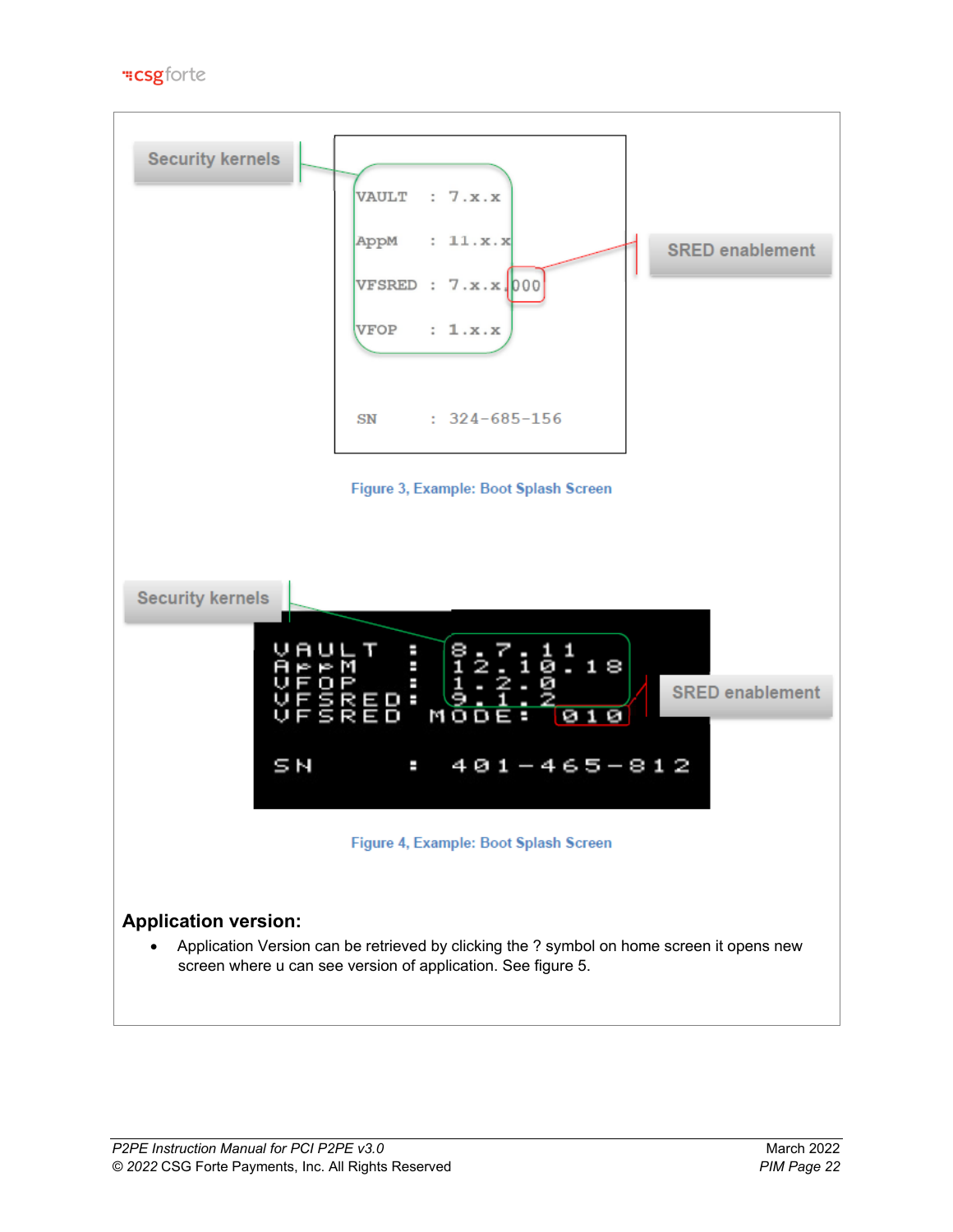Security kernels

```
VAULT  : 7.x.x
AppM   : 11.x.x
VFSRED : 7.x.x.000
VFOP   : 1.x.x

SN     : 324-685-156
```

SRED enablement

Figure 3, Example: Boot Splash Screen

Security kernels

```
VAULT  : 8.7.11
AppM   : 12.10.18
VFOP   : 1.2.0
VFSRED : 9.1.2
VFSRED MODE: 010

SN     : 401-465-812
```

SRED enablement

Figure 4, Example: Boot Splash Screen

## Application version:

- Application Version can be retrieved by clicking the ? symbol on home screen it opens new screen where u can see version of application. See figure 5.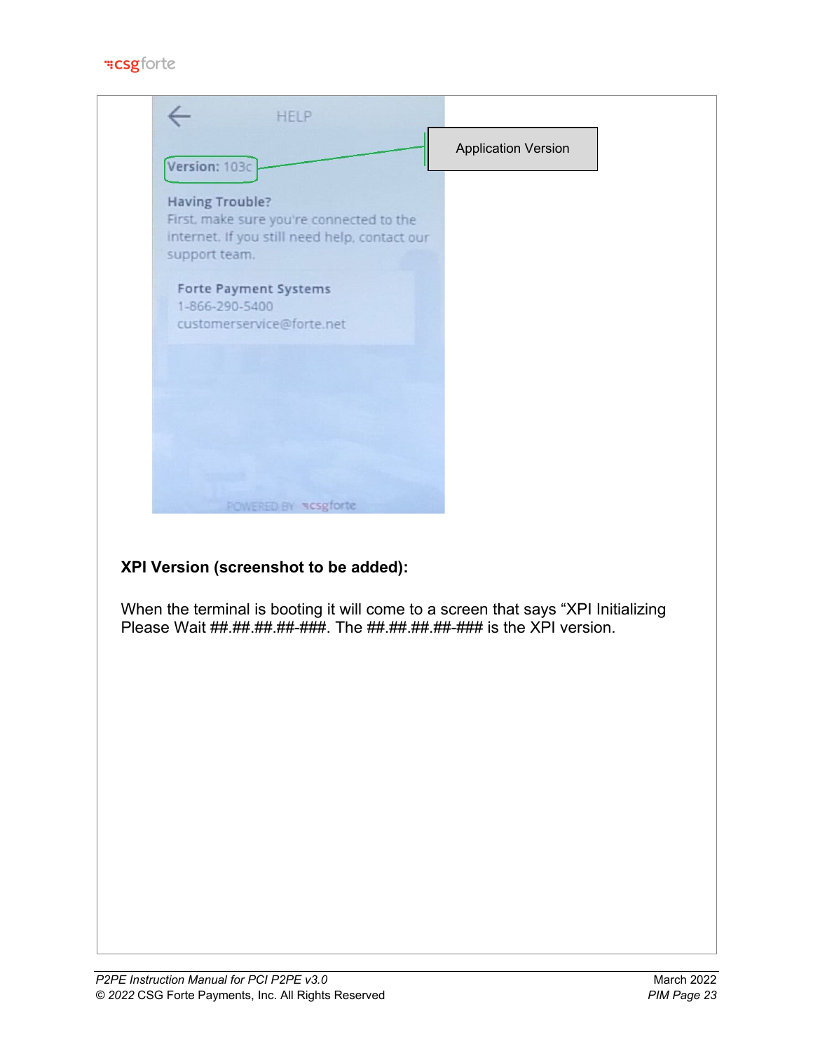HELP

Version: 103c

Application Version

Having Trouble?

First, make sure you're connected to the internet. If you still need help, contact our support team.

Forte Payment Systems
1-866-290-5400
customerservice@forte.net

POWERED BY csgforte

**XPI Version (screenshot to be added):**

When the terminal is booting it will come to a screen that says “XPI Initializing Please Wait ##.##.##.##-###. The ##.##.##.##-### is the XPI version.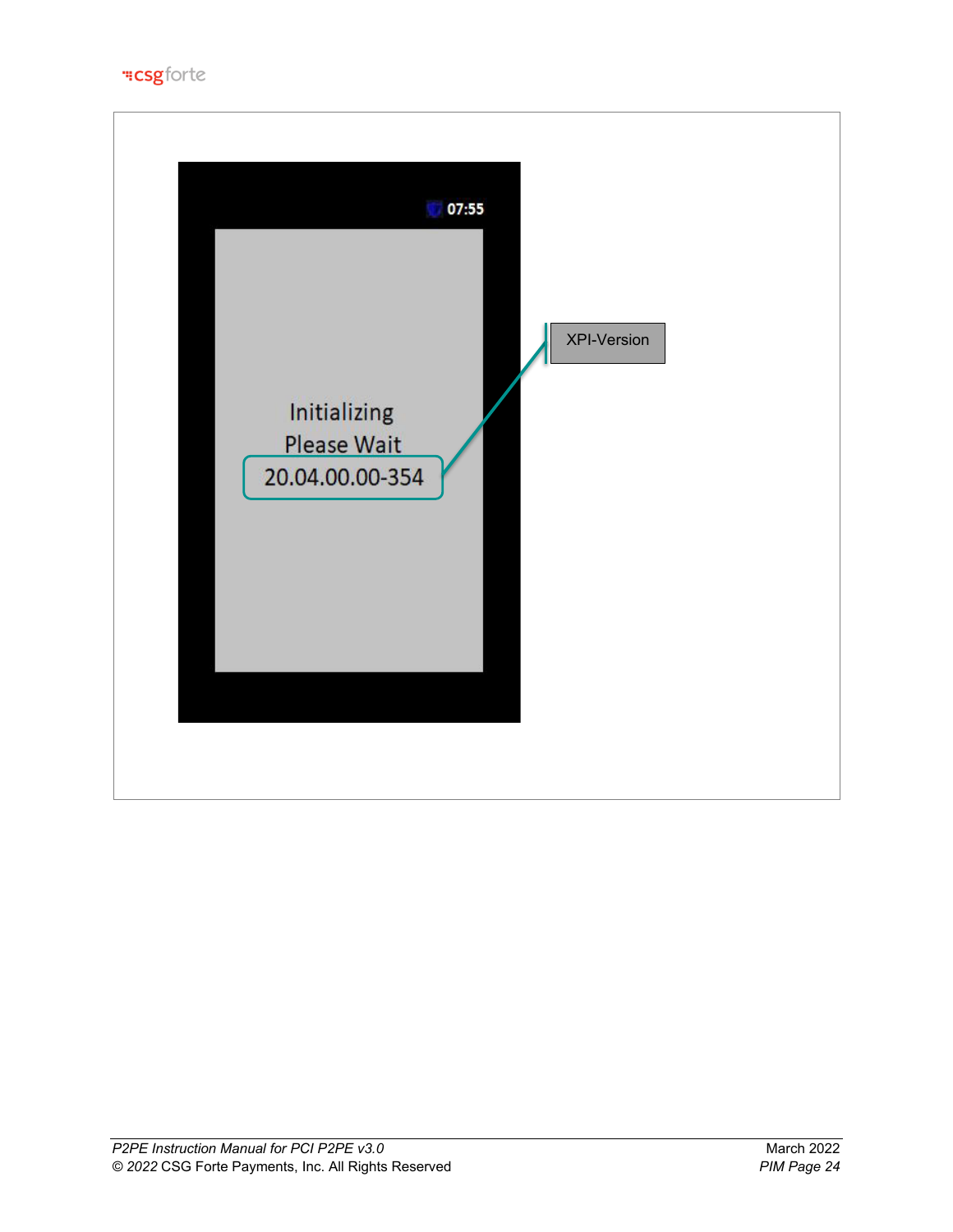07:55

Initializing
Please Wait
20.04.00.00-354

XPI-Version